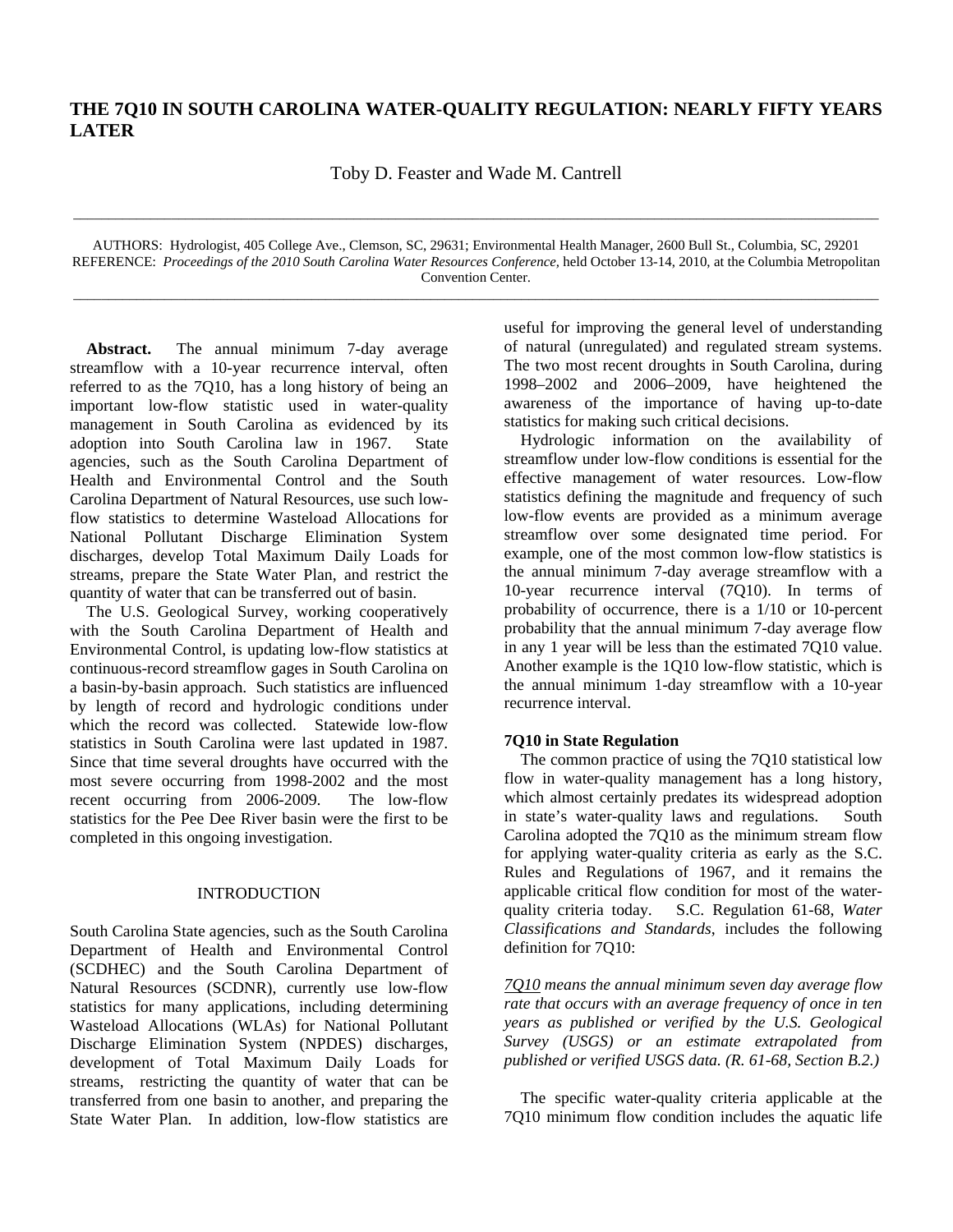# THE 7Q10 IN SOUTH CAROLINA WATER-QUALITY REGULATION: NEARLY FIFTY YEARS LATER

Toby D. Feaster and Wade M. Cantrell

AUTHORS: Hydrologist, 405 College Ave., Clemson, SC, 29631; Environmental Health Manager, 2600 Bull St., Columbia, SC, 29201
REFERENCE: *Proceedings of the 2010 South Carolina Water Resources Conference*, held October 13-14, 2010, at the Columbia Metropolitan Convention Center.

**Abstract.** The annual minimum 7-day average streamflow with a 10-year recurrence interval, often referred to as the 7Q10, has a long history of being an important low-flow statistic used in water-quality management in South Carolina as evidenced by its adoption into South Carolina law in 1967. State agencies, such as the South Carolina Department of Health and Environmental Control and the South Carolina Department of Natural Resources, use such low-flow statistics to determine Wasteload Allocations for National Pollutant Discharge Elimination System discharges, develop Total Maximum Daily Loads for streams, prepare the State Water Plan, and restrict the quantity of water that can be transferred out of basin.

The U.S. Geological Survey, working cooperatively with the South Carolina Department of Health and Environmental Control, is updating low-flow statistics at continuous-record streamflow gages in South Carolina on a basin-by-basin approach. Such statistics are influenced by length of record and hydrologic conditions under which the record was collected. Statewide low-flow statistics in South Carolina were last updated in 1987. Since that time several droughts have occurred with the most severe occurring from 1998-2002 and the most recent occurring from 2006-2009. The low-flow statistics for the Pee Dee River basin were the first to be completed in this ongoing investigation.

## INTRODUCTION

South Carolina State agencies, such as the South Carolina Department of Health and Environmental Control (SCDHEC) and the South Carolina Department of Natural Resources (SCDNR), currently use low-flow statistics for many applications, including determining Wasteload Allocations (WLAs) for National Pollutant Discharge Elimination System (NPDES) discharges, development of Total Maximum Daily Loads for streams, restricting the quantity of water that can be transferred from one basin to another, and preparing the State Water Plan. In addition, low-flow statistics are useful for improving the general level of understanding of natural (unregulated) and regulated stream systems. The two most recent droughts in South Carolina, during 1998–2002 and 2006–2009, have heightened the awareness of the importance of having up-to-date statistics for making such critical decisions.

Hydrologic information on the availability of streamflow under low-flow conditions is essential for the effective management of water resources. Low-flow statistics defining the magnitude and frequency of such low-flow events are provided as a minimum average streamflow over some designated time period. For example, one of the most common low-flow statistics is the annual minimum 7-day average streamflow with a 10-year recurrence interval (7Q10). In terms of probability of occurrence, there is a 1/10 or 10-percent probability that the annual minimum 7-day average flow in any 1 year will be less than the estimated 7Q10 value. Another example is the 1Q10 low-flow statistic, which is the annual minimum 1-day streamflow with a 10-year recurrence interval.

### 7Q10 in State Regulation

The common practice of using the 7Q10 statistical low flow in water-quality management has a long history, which almost certainly predates its widespread adoption in state's water-quality laws and regulations. South Carolina adopted the 7Q10 as the minimum stream flow for applying water-quality criteria as early as the S.C. Rules and Regulations of 1967, and it remains the applicable critical flow condition for most of the water-quality criteria today. S.C. Regulation 61-68, *Water Classifications and Standards*, includes the following definition for 7Q10:

*7Q10 means the annual minimum seven day average flow rate that occurs with an average frequency of once in ten years as published or verified by the U.S. Geological Survey (USGS) or an estimate extrapolated from published or verified USGS data. (R. 61-68, Section B.2.)*

The specific water-quality criteria applicable at the 7Q10 minimum flow condition includes the aquatic life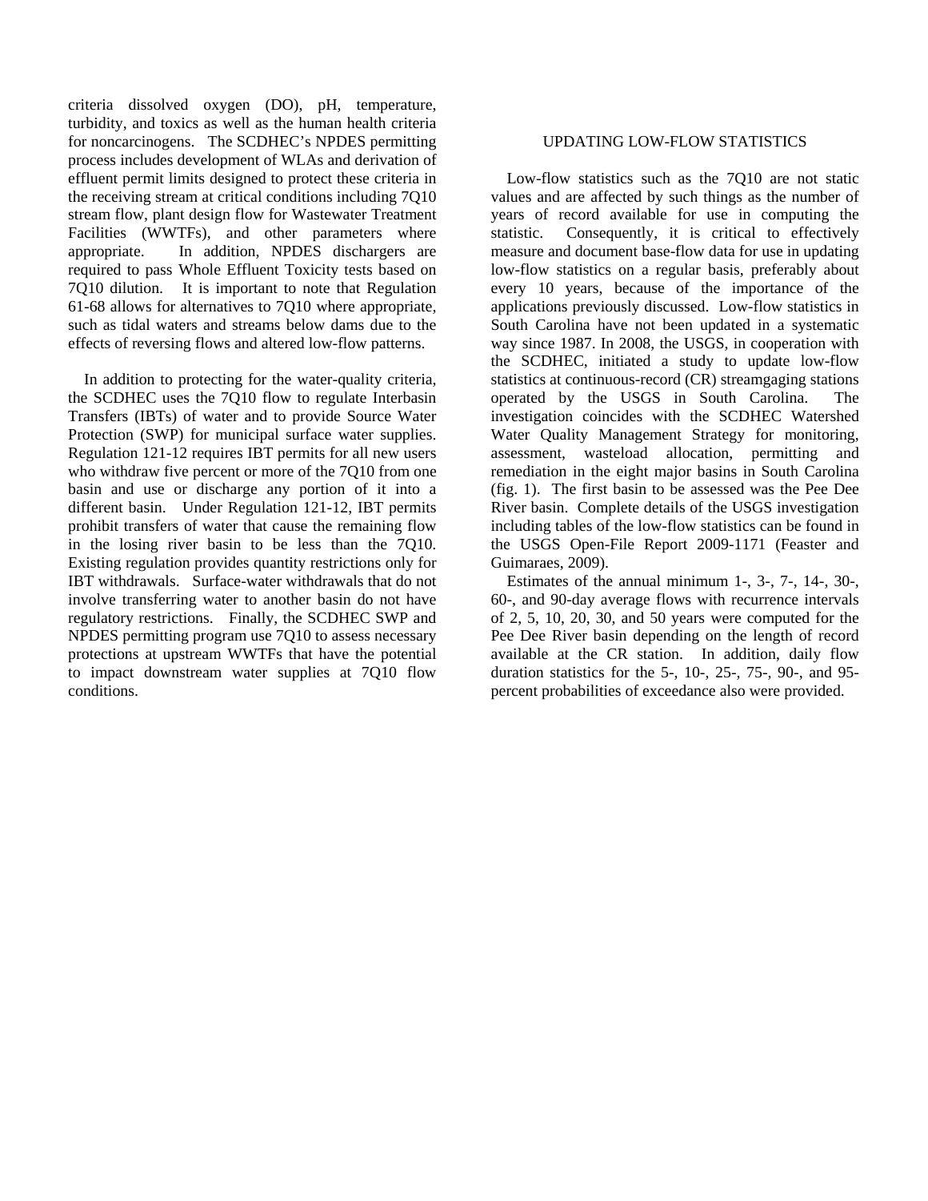criteria dissolved oxygen (DO), pH, temperature, turbidity, and toxics as well as the human health criteria for noncarcinogens. The SCDHEC's NPDES permitting process includes development of WLAs and derivation of effluent permit limits designed to protect these criteria in the receiving stream at critical conditions including 7Q10 stream flow, plant design flow for Wastewater Treatment Facilities (WWTFs), and other parameters where appropriate. In addition, NPDES dischargers are required to pass Whole Effluent Toxicity tests based on 7Q10 dilution. It is important to note that Regulation 61-68 allows for alternatives to 7Q10 where appropriate, such as tidal waters and streams below dams due to the effects of reversing flows and altered low-flow patterns.

In addition to protecting for the water-quality criteria, the SCDHEC uses the 7Q10 flow to regulate Interbasin Transfers (IBTs) of water and to provide Source Water Protection (SWP) for municipal surface water supplies. Regulation 121-12 requires IBT permits for all new users who withdraw five percent or more of the 7Q10 from one basin and use or discharge any portion of it into a different basin. Under Regulation 121-12, IBT permits prohibit transfers of water that cause the remaining flow in the losing river basin to be less than the 7Q10. Existing regulation provides quantity restrictions only for IBT withdrawals. Surface-water withdrawals that do not involve transferring water to another basin do not have regulatory restrictions. Finally, the SCDHEC SWP and NPDES permitting program use 7Q10 to assess necessary protections at upstream WWTFs that have the potential to impact downstream water supplies at 7Q10 flow conditions.

## UPDATING LOW-FLOW STATISTICS

Low-flow statistics such as the 7Q10 are not static values and are affected by such things as the number of years of record available for use in computing the statistic. Consequently, it is critical to effectively measure and document base-flow data for use in updating low-flow statistics on a regular basis, preferably about every 10 years, because of the importance of the applications previously discussed. Low-flow statistics in South Carolina have not been updated in a systematic way since 1987. In 2008, the USGS, in cooperation with the SCDHEC, initiated a study to update low-flow statistics at continuous-record (CR) streamgaging stations operated by the USGS in South Carolina. The investigation coincides with the SCDHEC Watershed Water Quality Management Strategy for monitoring, assessment, wasteload allocation, permitting and remediation in the eight major basins in South Carolina (fig. 1). The first basin to be assessed was the Pee Dee River basin. Complete details of the USGS investigation including tables of the low-flow statistics can be found in the USGS Open-File Report 2009-1171 (Feaster and Guimaraes, 2009).

Estimates of the annual minimum 1-, 3-, 7-, 14-, 30-, 60-, and 90-day average flows with recurrence intervals of 2, 5, 10, 20, 30, and 50 years were computed for the Pee Dee River basin depending on the length of record available at the CR station. In addition, daily flow duration statistics for the 5-, 10-, 25-, 75-, 90-, and 95-percent probabilities of exceedance also were provided.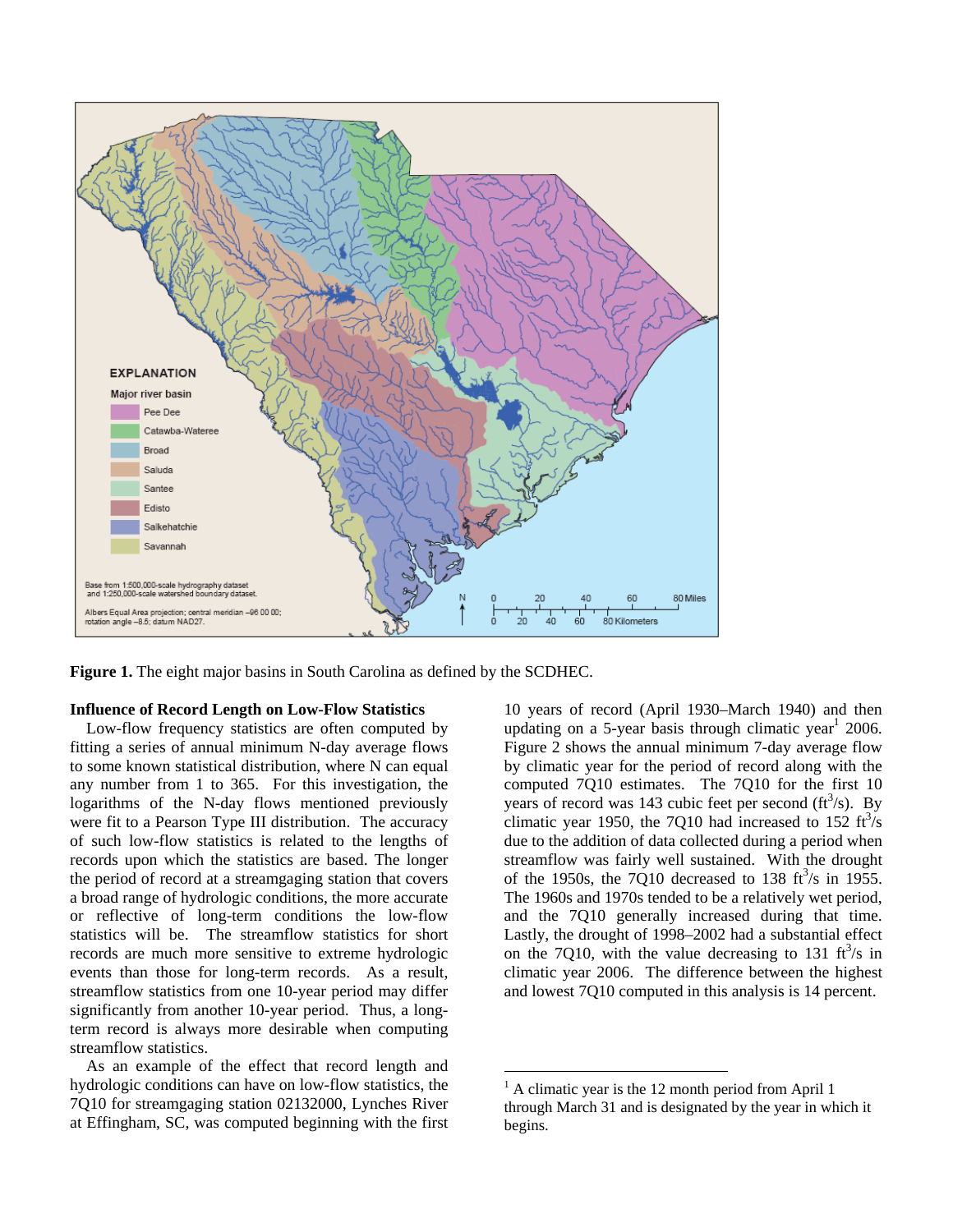**Figure 1.** The eight major basins in South Carolina as defined by the SCDHEC.

**Influence of Record Length on Low-Flow Statistics**

Low-flow frequency statistics are often computed by fitting a series of annual minimum N-day average flows to some known statistical distribution, where N can equal any number from 1 to 365. For this investigation, the logarithms of the N-day flows mentioned previously were fit to a Pearson Type III distribution. The accuracy of such low-flow statistics is related to the lengths of records upon which the statistics are based. The longer the period of record at a streamgaging station that covers a broad range of hydrologic conditions, the more accurate or reflective of long-term conditions the low-flow statistics will be. The streamflow statistics for short records are much more sensitive to extreme hydrologic events than those for long-term records. As a result, streamflow statistics from one 10-year period may differ significantly from another 10-year period. Thus, a long-term record is always more desirable when computing streamflow statistics.

As an example of the effect that record length and hydrologic conditions can have on low-flow statistics, the 7Q10 for streamgaging station 02132000, Lynches River at Effingham, SC, was computed beginning with the first 10 years of record (April 1930–March 1940) and then updating on a 5-year basis through climatic year[1] 2006. Figure 2 shows the annual minimum 7-day average flow by climatic year for the period of record along with the computed 7Q10 estimates. The 7Q10 for the first 10 years of record was 143 cubic feet per second ($ft^3/s$). By climatic year 1950, the 7Q10 had increased to 152 $ft^3/s$ due to the addition of data collected during a period when streamflow was fairly well sustained. With the drought of the 1950s, the 7Q10 decreased to 138 $ft^3/s$ in 1955. The 1960s and 1970s tended to be a relatively wet period, and the 7Q10 generally increased during that time. Lastly, the drought of 1998–2002 had a substantial effect on the 7Q10, with the value decreasing to 131 $ft^3/s$ in climatic year 2006. The difference between the highest and lowest 7Q10 computed in this analysis is 14 percent.

[1] A climatic year is the 12 month period from April 1 through March 31 and is designated by the year in which it begins.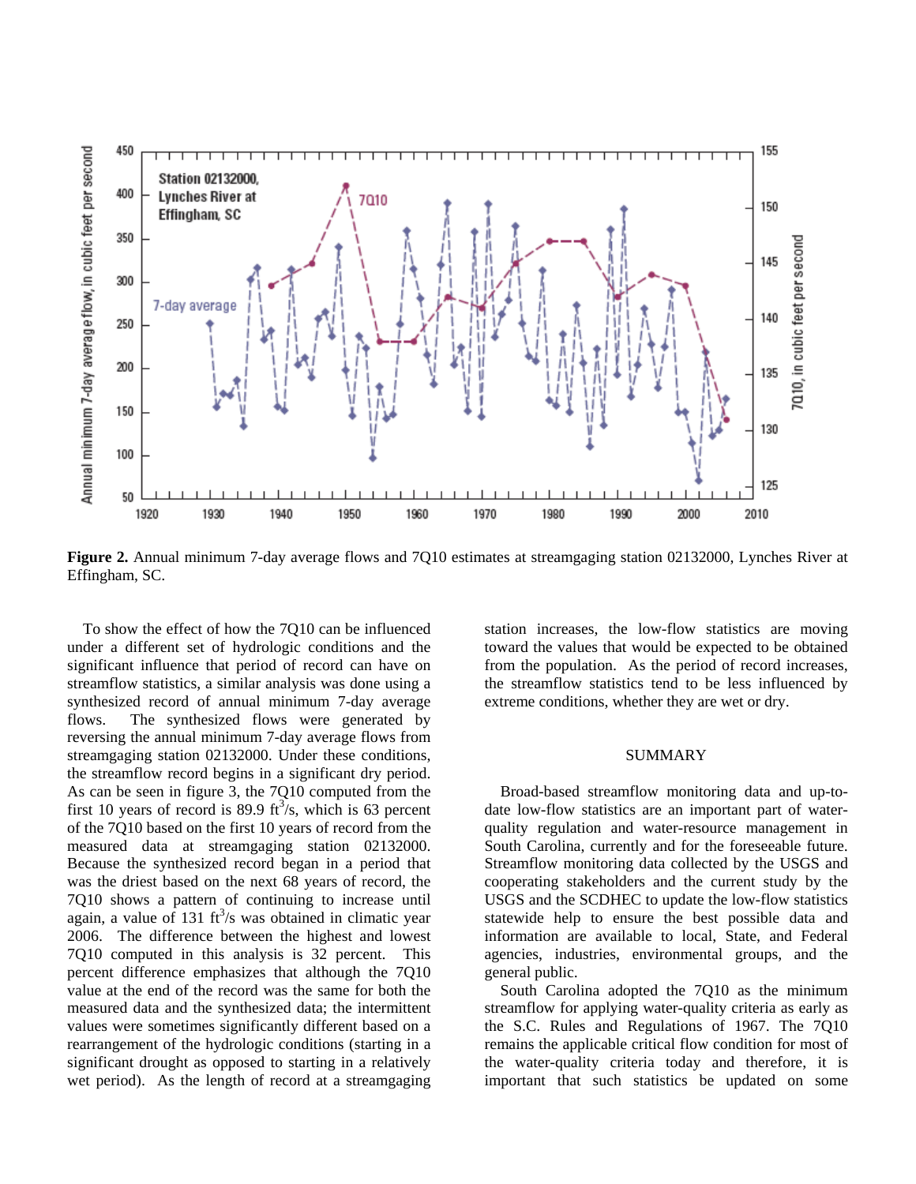**Figure 2.** Annual minimum 7-day average flows and 7Q10 estimates at streamgaging station 02132000, Lynches River at Effingham, SC.

To show the effect of how the 7Q10 can be influenced under a different set of hydrologic conditions and the significant influence that period of record can have on streamflow statistics, a similar analysis was done using a synthesized record of annual minimum 7-day average flows. The synthesized flows were generated by reversing the annual minimum 7-day average flows from streamgaging station 02132000. Under these conditions, the streamflow record begins in a significant dry period. As can be seen in figure 3, the 7Q10 computed from the first 10 years of record is 89.9 $ft^3/s$, which is 63 percent of the 7Q10 based on the first 10 years of record from the measured data at streamgaging station 02132000. Because the synthesized record began in a period that was the driest based on the next 68 years of record, the 7Q10 shows a pattern of continuing to increase until again, a value of 131 $ft^3/s$ was obtained in climatic year 2006. The difference between the highest and lowest 7Q10 computed in this analysis is 32 percent. This percent difference emphasizes that although the 7Q10 value at the end of the record was the same for both the measured data and the synthesized data; the intermittent values were sometimes significantly different based on a rearrangement of the hydrologic conditions (starting in a significant drought as opposed to starting in a relatively wet period). As the length of record at a streamgaging station increases, the low-flow statistics are moving toward the values that would be expected to be obtained from the population. As the period of record increases, the streamflow statistics tend to be less influenced by extreme conditions, whether they are wet or dry.

## SUMMARY

Broad-based streamflow monitoring data and up-to-date low-flow statistics are an important part of water-quality regulation and water-resource management in South Carolina, currently and for the foreseeable future. Streamflow monitoring data collected by the USGS and cooperating stakeholders and the current study by the USGS and the SCDHEC to update the low-flow statistics statewide help to ensure the best possible data and information are available to local, State, and Federal agencies, industries, environmental groups, and the general public.

South Carolina adopted the 7Q10 as the minimum streamflow for applying water-quality criteria as early as the S.C. Rules and Regulations of 1967. The 7Q10 remains the applicable critical flow condition for most of the water-quality criteria today and therefore, it is important that such statistics be updated on some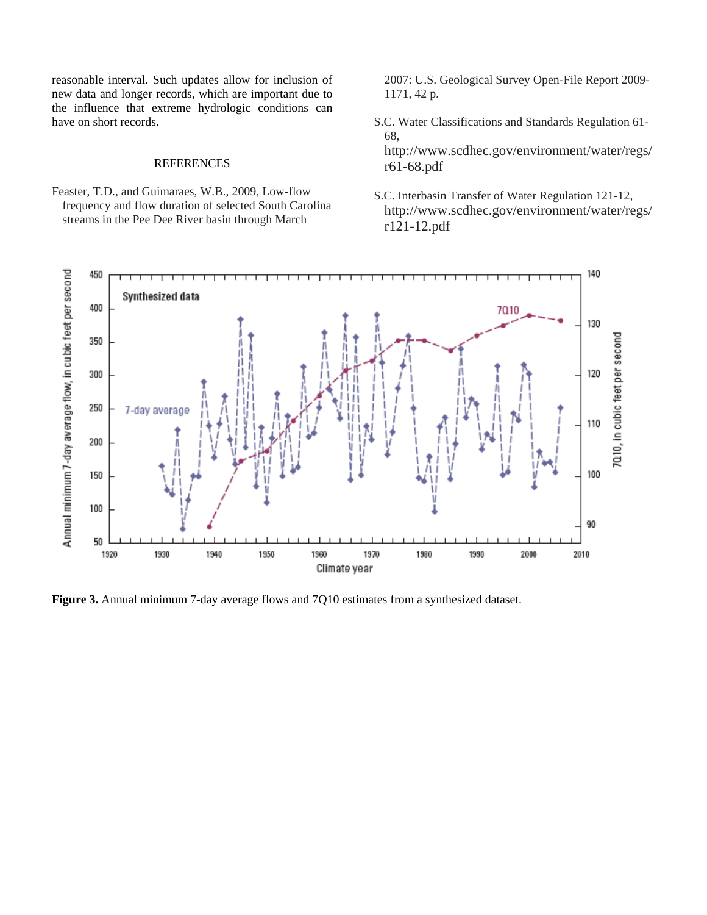reasonable interval. Such updates allow for inclusion of new data and longer records, which are important due to the influence that extreme hydrologic conditions can have on short records.

## REFERENCES

Feaster, T.D., and Guimaraes, W.B., 2009, Low-flow frequency and flow duration of selected South Carolina streams in the Pee Dee River basin through March 2007: U.S. Geological Survey Open-File Report 2009-1171, 42 p.

S.C. Water Classifications and Standards Regulation 61-68, http://www.scdhec.gov/environment/water/regs/r61-68.pdf

S.C. Interbasin Transfer of Water Regulation 121-12, http://www.scdhec.gov/environment/water/regs/r121-12.pdf

Synthesized data

7-day average

7Q10

Annual minimum 7-day average flow, in cubic feet per second

450
400
350
300
250
200
150
100
50

7Q10, in cubic feet per second

140
130
120
110
100
90

1920 1930 1940 1950 1960 1970 1980 1990 2000 2010

Climate year

**Figure 3.** Annual minimum 7-day average flows and 7Q10 estimates from a synthesized dataset.